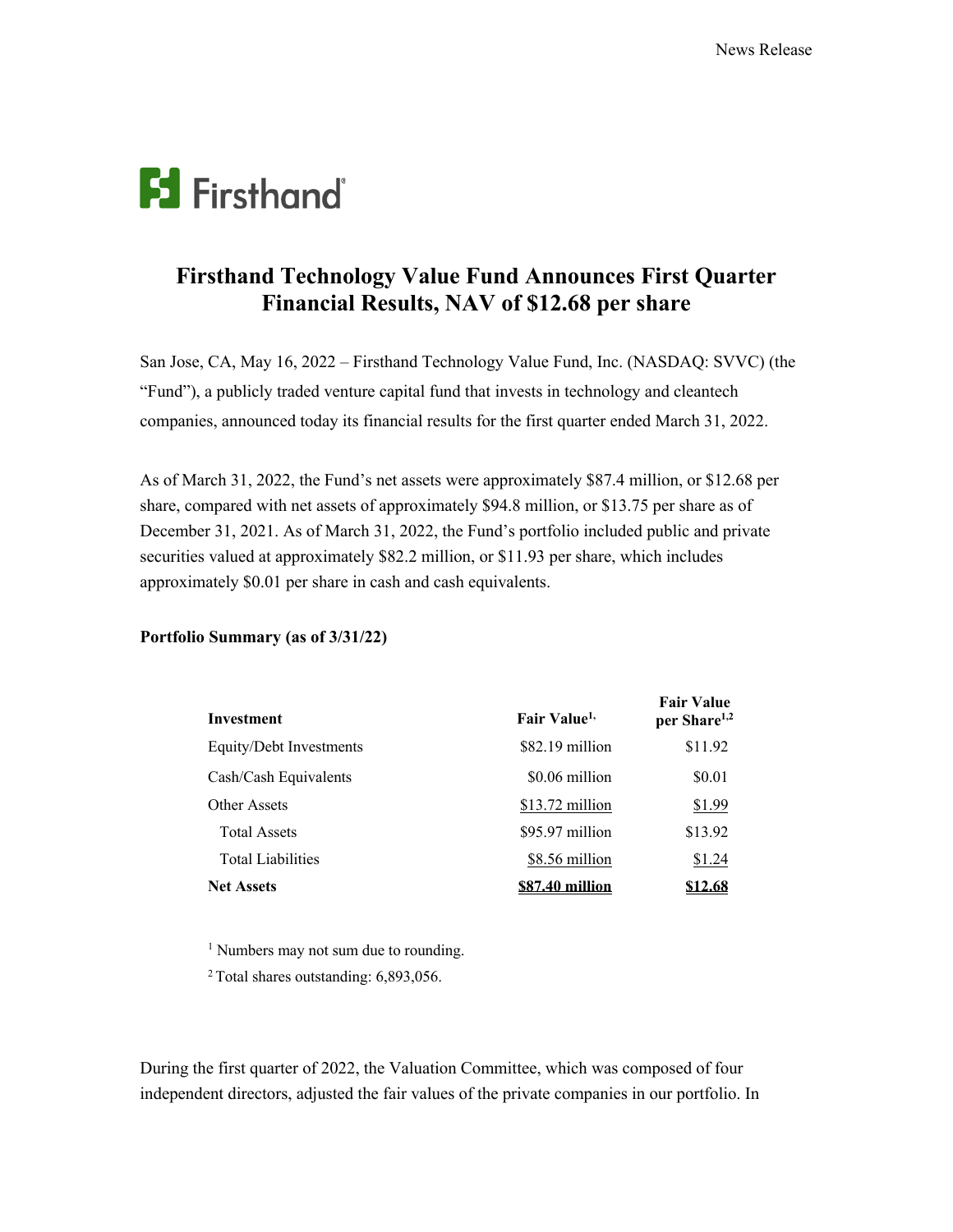News Release

Firsthand

# Firsthand Technology Value Fund Announces First Quarter Financial Results, NAV of $12.68 per share

San Jose, CA, May 16, 2022 – Firsthand Technology Value Fund, Inc. (NASDAQ: SVVC) (the "Fund"), a publicly traded venture capital fund that invests in technology and cleantech companies, announced today its financial results for the first quarter ended March 31, 2022.

As of March 31, 2022, the Fund's net assets were approximately $87.4 million, or $12.68 per share, compared with net assets of approximately $94.8 million, or $13.75 per share as of December 31, 2021. As of March 31, 2022, the Fund's portfolio included public and private securities valued at approximately $82.2 million, or $11.93 per share, which includes approximately $0.01 per share in cash and cash equivalents.

**Portfolio Summary (as of 3/31/22)**

| Investment | Fair Value[1] | Fair Value per Share[1,2] |
|---|---|---|
| Equity/Debt Investments | $82.19 million | $11.92 |
| Cash/Cash Equivalents | $0.06 million | $0.01 |
| Other Assets | $13.72 million | $1.99 |
| Total Assets | $95.97 million | $13.92 |
| Total Liabilities | $8.56 million | $1.24 |
| **Net Assets** | **$87.40 million** | **$12.68** |

[1] Numbers may not sum due to rounding.

[2] Total shares outstanding: 6,893,056.

During the first quarter of 2022, the Valuation Committee, which was composed of four independent directors, adjusted the fair values of the private companies in our portfolio. In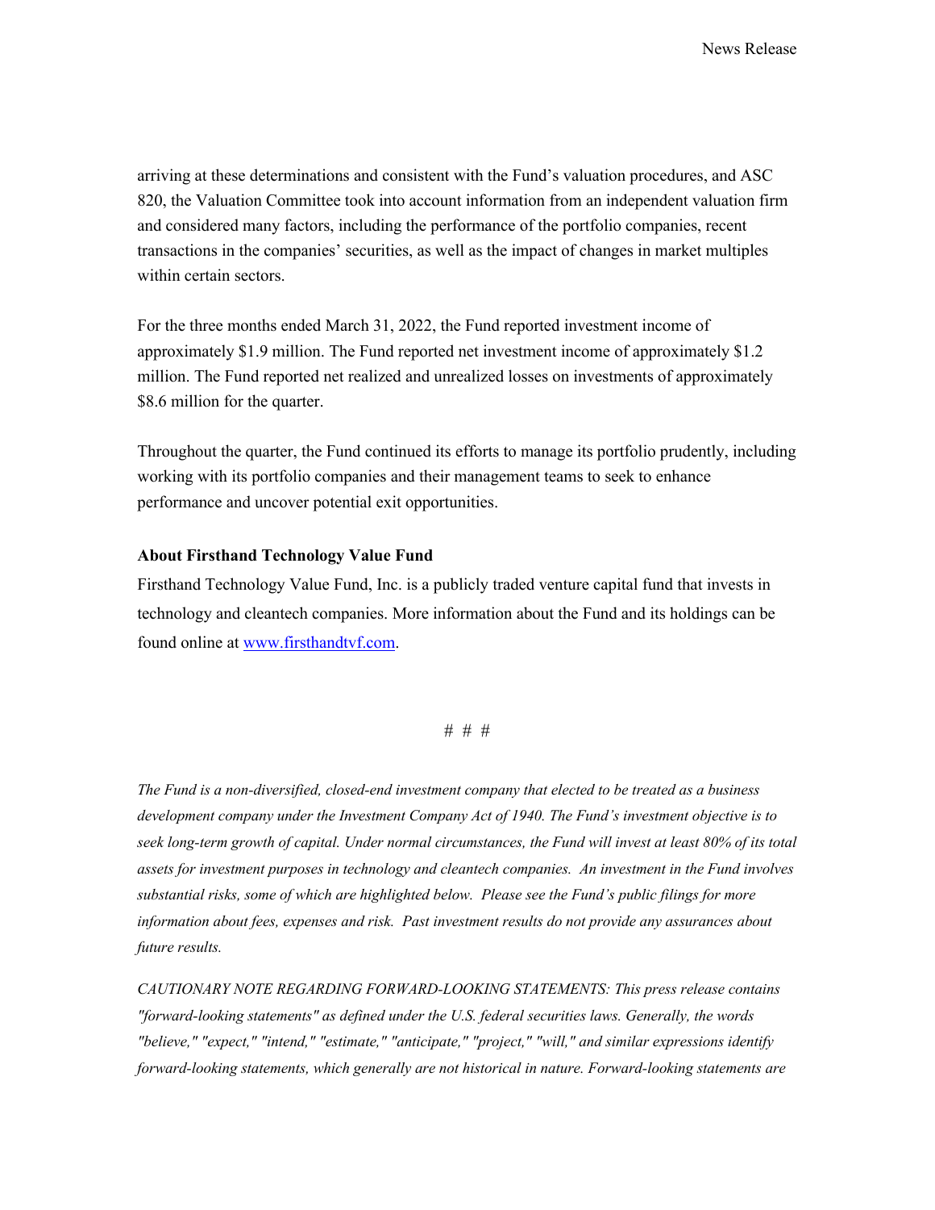arriving at these determinations and consistent with the Fund's valuation procedures, and ASC 820, the Valuation Committee took into account information from an independent valuation firm and considered many factors, including the performance of the portfolio companies, recent transactions in the companies' securities, as well as the impact of changes in market multiples within certain sectors.

For the three months ended March 31, 2022, the Fund reported investment income of approximately $1.9 million. The Fund reported net investment income of approximately $1.2 million. The Fund reported net realized and unrealized losses on investments of approximately $8.6 million for the quarter.

Throughout the quarter, the Fund continued its efforts to manage its portfolio prudently, including working with its portfolio companies and their management teams to seek to enhance performance and uncover potential exit opportunities.

**About Firsthand Technology Value Fund**

Firsthand Technology Value Fund, Inc. is a publicly traded venture capital fund that invests in technology and cleantech companies. More information about the Fund and its holdings can be found online at [www.firsthandtvf.com](http://www.firsthandtvf.com).

# # #

*The Fund is a non-diversified, closed-end investment company that elected to be treated as a business development company under the Investment Company Act of 1940. The Fund's investment objective is to seek long-term growth of capital. Under normal circumstances, the Fund will invest at least 80% of its total assets for investment purposes in technology and cleantech companies. An investment in the Fund involves substantial risks, some of which are highlighted below. Please see the Fund's public filings for more information about fees, expenses and risk. Past investment results do not provide any assurances about future results.*

*CAUTIONARY NOTE REGARDING FORWARD-LOOKING STATEMENTS: This press release contains "forward-looking statements" as defined under the U.S. federal securities laws. Generally, the words "believe," "expect," "intend," "estimate," "anticipate," "project," "will," and similar expressions identify forward-looking statements, which generally are not historical in nature. Forward-looking statements are*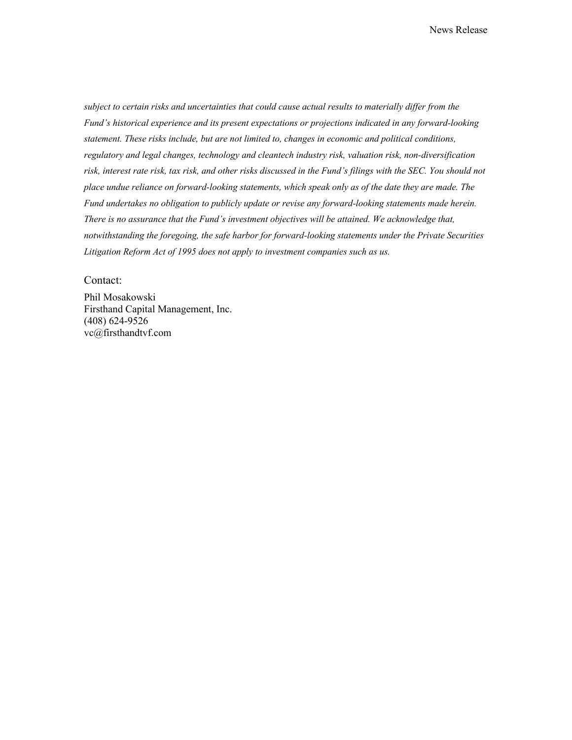*subject to certain risks and uncertainties that could cause actual results to materially differ from the Fund's historical experience and its present expectations or projections indicated in any forward-looking statement. These risks include, but are not limited to, changes in economic and political conditions, regulatory and legal changes, technology and cleantech industry risk, valuation risk, non-diversification risk, interest rate risk, tax risk, and other risks discussed in the Fund's filings with the SEC. You should not place undue reliance on forward-looking statements, which speak only as of the date they are made. The Fund undertakes no obligation to publicly update or revise any forward-looking statements made herein. There is no assurance that the Fund's investment objectives will be attained. We acknowledge that, notwithstanding the foregoing, the safe harbor for forward-looking statements under the Private Securities Litigation Reform Act of 1995 does not apply to investment companies such as us.*

Contact:

Phil Mosakowski
Firsthand Capital Management, Inc.
(408) 624-9526
vc@firsthandtvf.com